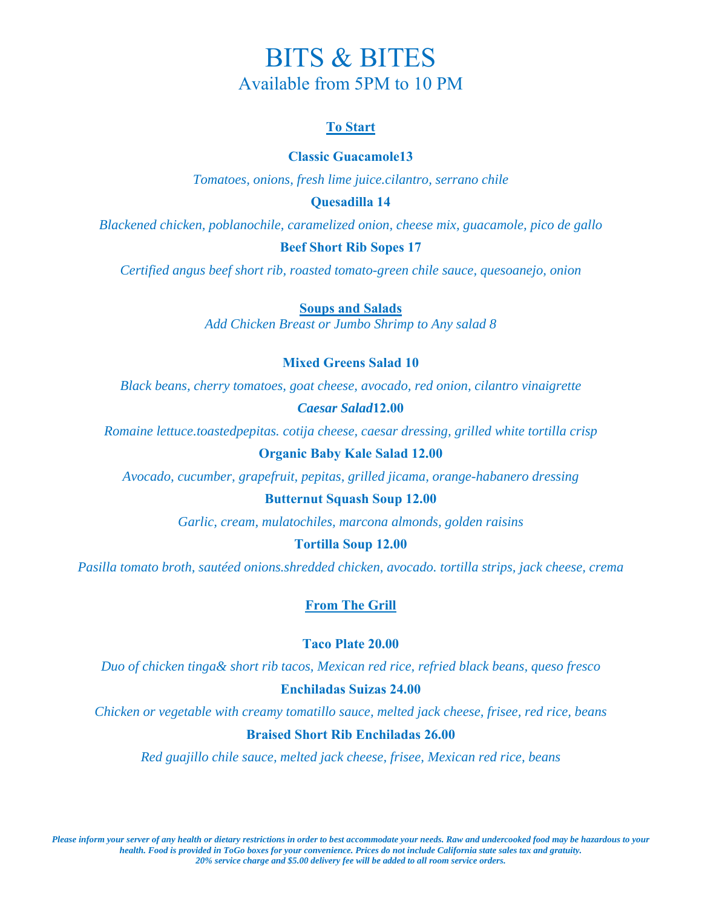# BITS & BITES

## Available from 5PM to 10 PM

### To Start

**Classic Guacamole13**

*Tomatoes, onions, fresh lime juice.cilantro, serrano chile*

**Quesadilla 14**

*Blackened chicken, poblanochile, caramelized onion, cheese mix, guacamole, pico de gallo*

**Beef Short Rib Sopes 17**

*Certified angus beef short rib, roasted tomato-green chile sauce, quesoanejo, onion*

### Soups and Salads

*Add Chicken Breast or Jumbo Shrimp to Any salad 8*

**Mixed Greens Salad 10**

*Black beans, cherry tomatoes, goat cheese, avocado, red onion, cilantro vinaigrette*

***Caesar Salad*12.00**

*Romaine lettuce.toastedpepitas. cotija cheese, caesar dressing, grilled white tortilla crisp*

**Organic Baby Kale Salad 12.00**

*Avocado, cucumber, grapefruit, pepitas, grilled jicama, orange-habanero dressing*

**Butternut Squash Soup 12.00**

*Garlic, cream, mulatochiles, marcona almonds, golden raisins*

**Tortilla Soup 12.00**

*Pasilla tomato broth, sautéed onions.shredded chicken, avocado. tortilla strips, jack cheese, crema*

### From The Grill

**Taco Plate 20.00**

*Duo of chicken tinga& short rib tacos, Mexican red rice, refried black beans, queso fresco*

**Enchiladas Suizas 24.00**

*Chicken or vegetable with creamy tomatillo sauce, melted jack cheese, frisee, red rice, beans*

**Braised Short Rib Enchiladas 26.00**

*Red guajillo chile sauce, melted jack cheese, frisee, Mexican red rice, beans*

***Please inform your server of any health or dietary restrictions in order to best accommodate your needs. Raw and undercooked food may be hazardous to your health. Food is provided in ToGo boxes for your convenience. Prices do not include California state sales tax and gratuity. 20% service charge and $5.00 delivery fee will be added to all room service orders.***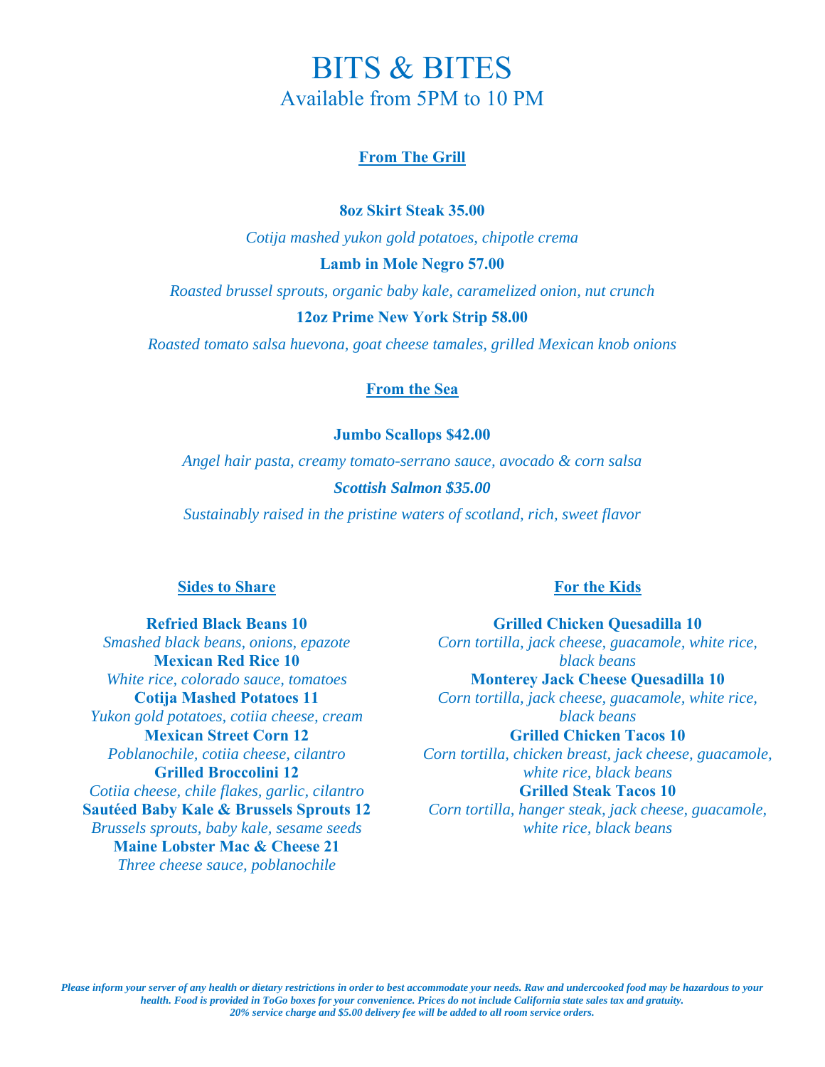# BITS & BITES

## Available from 5PM to 10 PM

### From The Grill

**8oz Skirt Steak 35.00**

*Cotija mashed yukon gold potatoes, chipotle crema*

**Lamb in Mole Negro 57.00**

*Roasted brussel sprouts, organic baby kale, caramelized onion, nut crunch*

**12oz Prime New York Strip 58.00**

*Roasted tomato salsa huevona, goat cheese tamales, grilled Mexican knob onions*

### From the Sea

**Jumbo Scallops $42.00**

*Angel hair pasta, creamy tomato-serrano sauce, avocado & corn salsa*

***Scottish Salmon $35.00***

*Sustainably raised in the pristine waters of scotland, rich, sweet flavor*

### Sides to Share

**Refried Black Beans 10**
*Smashed black beans, onions, epazote*

**Mexican Red Rice 10**
*White rice, colorado sauce, tomatoes*

**Cotija Mashed Potatoes 11**
*Yukon gold potatoes, cotiia cheese, cream*

**Mexican Street Corn 12**
*Poblanochile, cotiia cheese, cilantro*

**Grilled Broccolini 12**
*Cotiia cheese, chile flakes, garlic, cilantro*

**Sautéed Baby Kale & Brussels Sprouts 12**
*Brussels sprouts, baby kale, sesame seeds*

**Maine Lobster Mac & Cheese 21**
*Three cheese sauce, poblanochile*

### For the Kids

**Grilled Chicken Quesadilla 10**
*Corn tortilla, jack cheese, guacamole, white rice, black beans*

**Monterey Jack Cheese Quesadilla 10**
*Corn tortilla, jack cheese, guacamole, white rice, black beans*

**Grilled Chicken Tacos 10**
*Corn tortilla, chicken breast, jack cheese, guacamole, white rice, black beans*

**Grilled Steak Tacos 10**
*Corn tortilla, hanger steak, jack cheese, guacamole, white rice, black beans*

***Please inform your server of any health or dietary restrictions in order to best accommodate your needs. Raw and undercooked food may be hazardous to your health. Food is provided in ToGo boxes for your convenience. Prices do not include California state sales tax and gratuity.***
***20% service charge and $5.00 delivery fee will be added to all room service orders.***